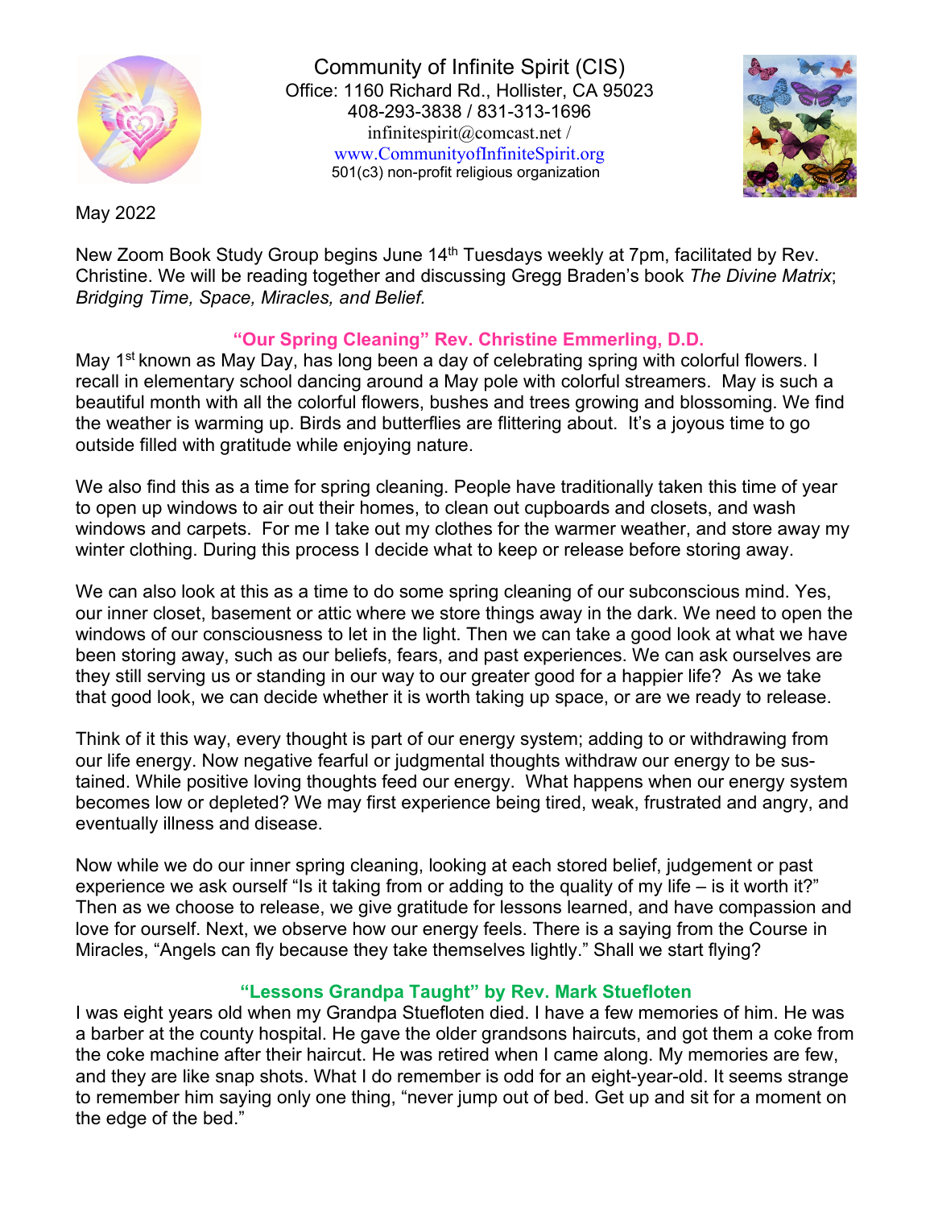Community of Infinite Spirit (CIS)
Office: 1160 Richard Rd., Hollister, CA 95023
408-293-3838 / 831-313-1696
infinitespirit@comcast.net /
www.CommunityofInfiniteSpirit.org
501(c3) non-profit religious organization

May 2022

New Zoom Book Study Group begins June 14th Tuesdays weekly at 7pm, facilitated by Rev. Christine. We will be reading together and discussing Gregg Braden's book *The Divine Matrix*; *Bridging Time, Space, Miracles, and Belief.*

## "Our Spring Cleaning" Rev. Christine Emmerling, D.D.

May 1st known as May Day, has long been a day of celebrating spring with colorful flowers. I recall in elementary school dancing around a May pole with colorful streamers. May is such a beautiful month with all the colorful flowers, bushes and trees growing and blossoming. We find the weather is warming up. Birds and butterflies are flittering about. It's a joyous time to go outside filled with gratitude while enjoying nature.

We also find this as a time for spring cleaning. People have traditionally taken this time of year to open up windows to air out their homes, to clean out cupboards and closets, and wash windows and carpets. For me I take out my clothes for the warmer weather, and store away my winter clothing. During this process I decide what to keep or release before storing away.

We can also look at this as a time to do some spring cleaning of our subconscious mind. Yes, our inner closet, basement or attic where we store things away in the dark. We need to open the windows of our consciousness to let in the light. Then we can take a good look at what we have been storing away, such as our beliefs, fears, and past experiences. We can ask ourselves are they still serving us or standing in our way to our greater good for a happier life? As we take that good look, we can decide whether it is worth taking up space, or are we ready to release.

Think of it this way, every thought is part of our energy system; adding to or withdrawing from our life energy. Now negative fearful or judgmental thoughts withdraw our energy to be sustained. While positive loving thoughts feed our energy. What happens when our energy system becomes low or depleted? We may first experience being tired, weak, frustrated and angry, and eventually illness and disease.

Now while we do our inner spring cleaning, looking at each stored belief, judgement or past experience we ask ourself "Is it taking from or adding to the quality of my life – is it worth it?" Then as we choose to release, we give gratitude for lessons learned, and have compassion and love for ourself. Next, we observe how our energy feels. There is a saying from the Course in Miracles, "Angels can fly because they take themselves lightly." Shall we start flying?

## "Lessons Grandpa Taught" by Rev. Mark Stuefloten

I was eight years old when my Grandpa Stuefloten died. I have a few memories of him. He was a barber at the county hospital. He gave the older grandsons haircuts, and got them a coke from the coke machine after their haircut. He was retired when I came along. My memories are few, and they are like snap shots. What I do remember is odd for an eight-year-old. It seems strange to remember him saying only one thing, "never jump out of bed. Get up and sit for a moment on the edge of the bed."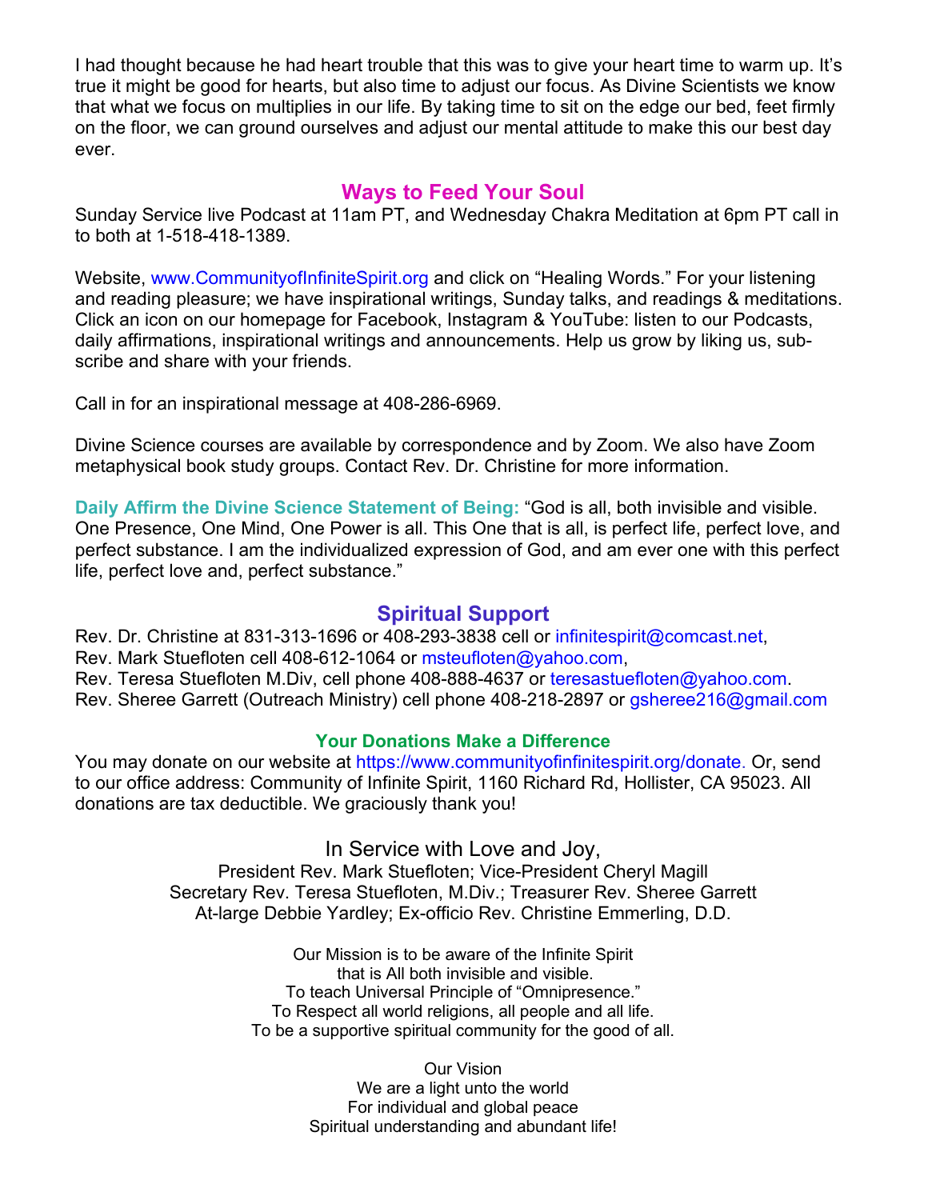I had thought because he had heart trouble that this was to give your heart time to warm up. It's true it might be good for hearts, but also time to adjust our focus. As Divine Scientists we know that what we focus on multiplies in our life. By taking time to sit on the edge our bed, feet firmly on the floor, we can ground ourselves and adjust our mental attitude to make this our best day ever.

## Ways to Feed Your Soul

Sunday Service live Podcast at 11am PT, and Wednesday Chakra Meditation at 6pm PT call in to both at 1-518-418-1389.

Website, www.CommunityofInfiniteSpirit.org and click on "Healing Words." For your listening and reading pleasure; we have inspirational writings, Sunday talks, and readings & meditations. Click an icon on our homepage for Facebook, Instagram & YouTube: listen to our Podcasts, daily affirmations, inspirational writings and announcements. Help us grow by liking us, subscribe and share with your friends.

Call in for an inspirational message at 408-286-6969.

Divine Science courses are available by correspondence and by Zoom. We also have Zoom metaphysical book study groups. Contact Rev. Dr. Christine for more information.

**Daily Affirm the Divine Science Statement of Being:** "God is all, both invisible and visible. One Presence, One Mind, One Power is all. This One that is all, is perfect life, perfect love, and perfect substance. I am the individualized expression of God, and am ever one with this perfect life, perfect love and, perfect substance."

## Spiritual Support

Rev. Dr. Christine at 831-313-1696 or 408-293-3838 cell or infinitespirit@comcast.net,
Rev. Mark Stuefloten cell 408-612-1064 or msteufloten@yahoo.com,
Rev. Teresa Stuefloten M.Div, cell phone 408-888-4637 or teresastuefloten@yahoo.com.
Rev. Sheree Garrett (Outreach Ministry) cell phone 408-218-2897 or gsheree216@gmail.com

### Your Donations Make a Difference

You may donate on our website at https://www.communityofinfinitespirit.org/donate. Or, send to our office address: Community of Infinite Spirit, 1160 Richard Rd, Hollister, CA 95023. All donations are tax deductible. We graciously thank you!

In Service with Love and Joy,
President Rev. Mark Stuefloten; Vice-President Cheryl Magill
Secretary Rev. Teresa Stuefloten, M.Div.; Treasurer Rev. Sheree Garrett
At-large Debbie Yardley; Ex-officio Rev. Christine Emmerling, D.D.

Our Mission is to be aware of the Infinite Spirit
that is All both invisible and visible.
To teach Universal Principle of "Omnipresence."
To Respect all world religions, all people and all life.
To be a supportive spiritual community for the good of all.

Our Vision
We are a light unto the world
For individual and global peace
Spiritual understanding and abundant life!